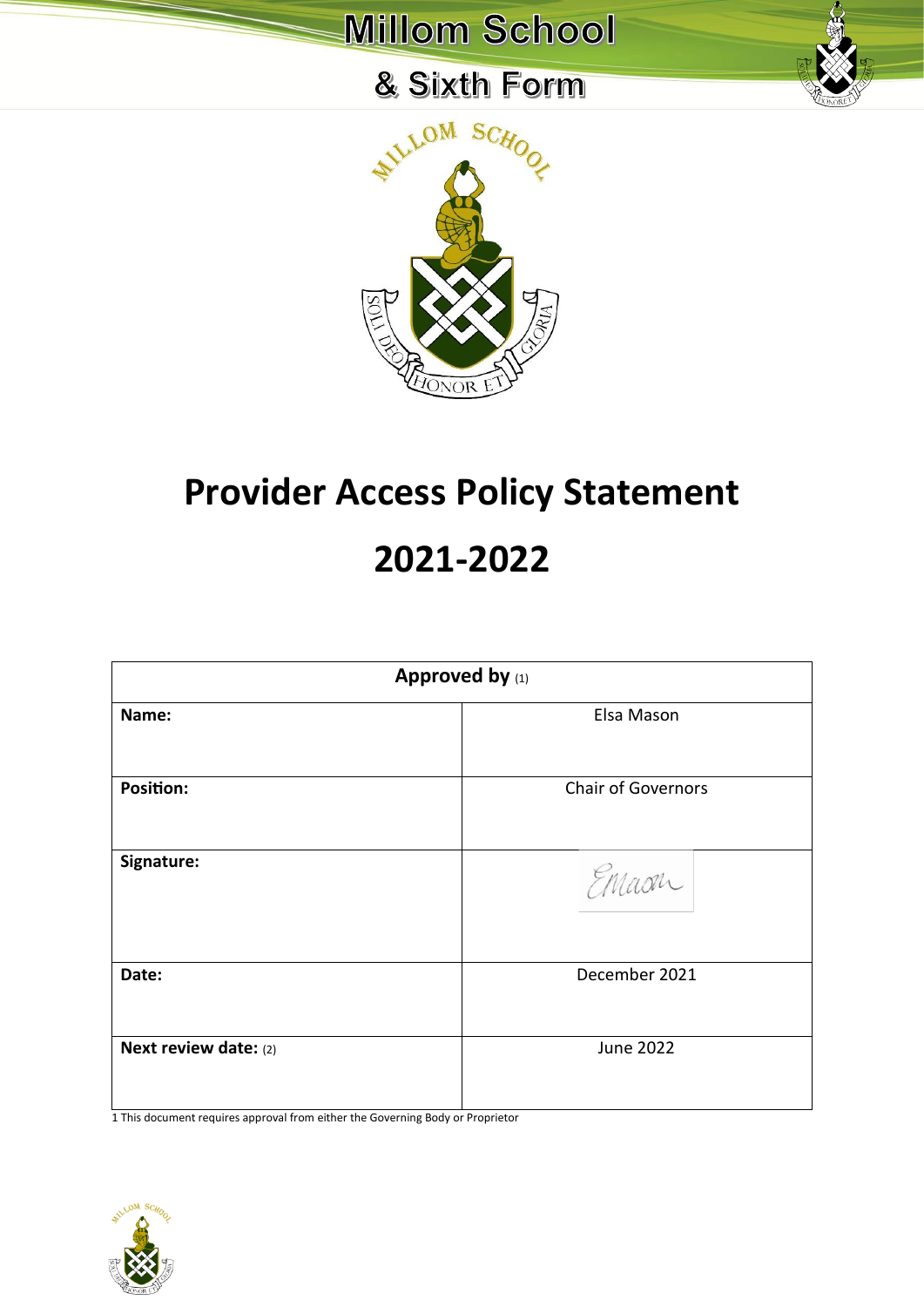# Millom School

## & Sixth Form

# Provider Access Policy Statement

# 2021-2022

| Approved by (1) | |
|---|---|
| **Name:** | Elsa Mason |
| **Position:** | Chair of Governors |
| **Signature:** | EMason |
| **Date:** | December 2021 |
| **Next review date:** (2) | June 2022 |

1 This document requires approval from either the Governing Body or Proprietor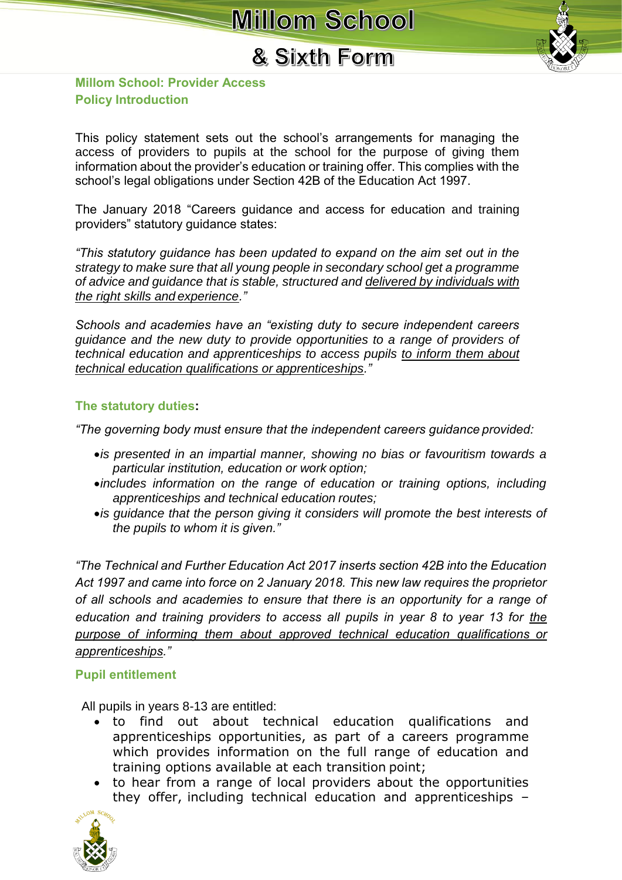**Millom School: Provider Access Policy Introduction**

This policy statement sets out the school's arrangements for managing the access of providers to pupils at the school for the purpose of giving them information about the provider's education or training offer. This complies with the school's legal obligations under Section 42B of the Education Act 1997.

The January 2018 "Careers guidance and access for education and training providers" statutory guidance states:

*"This statutory guidance has been updated to expand on the aim set out in the strategy to make sure that all young people in secondary school get a programme of advice and guidance that is stable, structured and <u>delivered by individuals with the right skills and experience</u>."*

*Schools and academies have an "existing duty to secure independent careers guidance and the new duty to provide opportunities to a range of providers of technical education and apprenticeships to access pupils <u>to inform them about technical education qualifications or apprenticeships</u>."*

### The statutory duties:

*"The governing body must ensure that the independent careers guidance provided:*

- *is presented in an impartial manner, showing no bias or favouritism towards a particular institution, education or work option;*
- *includes information on the range of education or training options, including apprenticeships and technical education routes;*
- *is guidance that the person giving it considers will promote the best interests of the pupils to whom it is given."*

*"The Technical and Further Education Act 2017 inserts section 42B into the Education Act 1997 and came into force on 2 January 2018. This new law requires the proprietor of all schools and academies to ensure that there is an opportunity for a range of education and training providers to access all pupils in year 8 to year 13 for <u>the purpose of informing them about approved technical education qualifications or apprenticeships</u>."*

### Pupil entitlement

All pupils in years 8-13 are entitled:

- to find out about technical education qualifications and apprenticeships opportunities, as part of a careers programme which provides information on the full range of education and training options available at each transition point;
- to hear from a range of local providers about the opportunities they offer, including technical education and apprenticeships –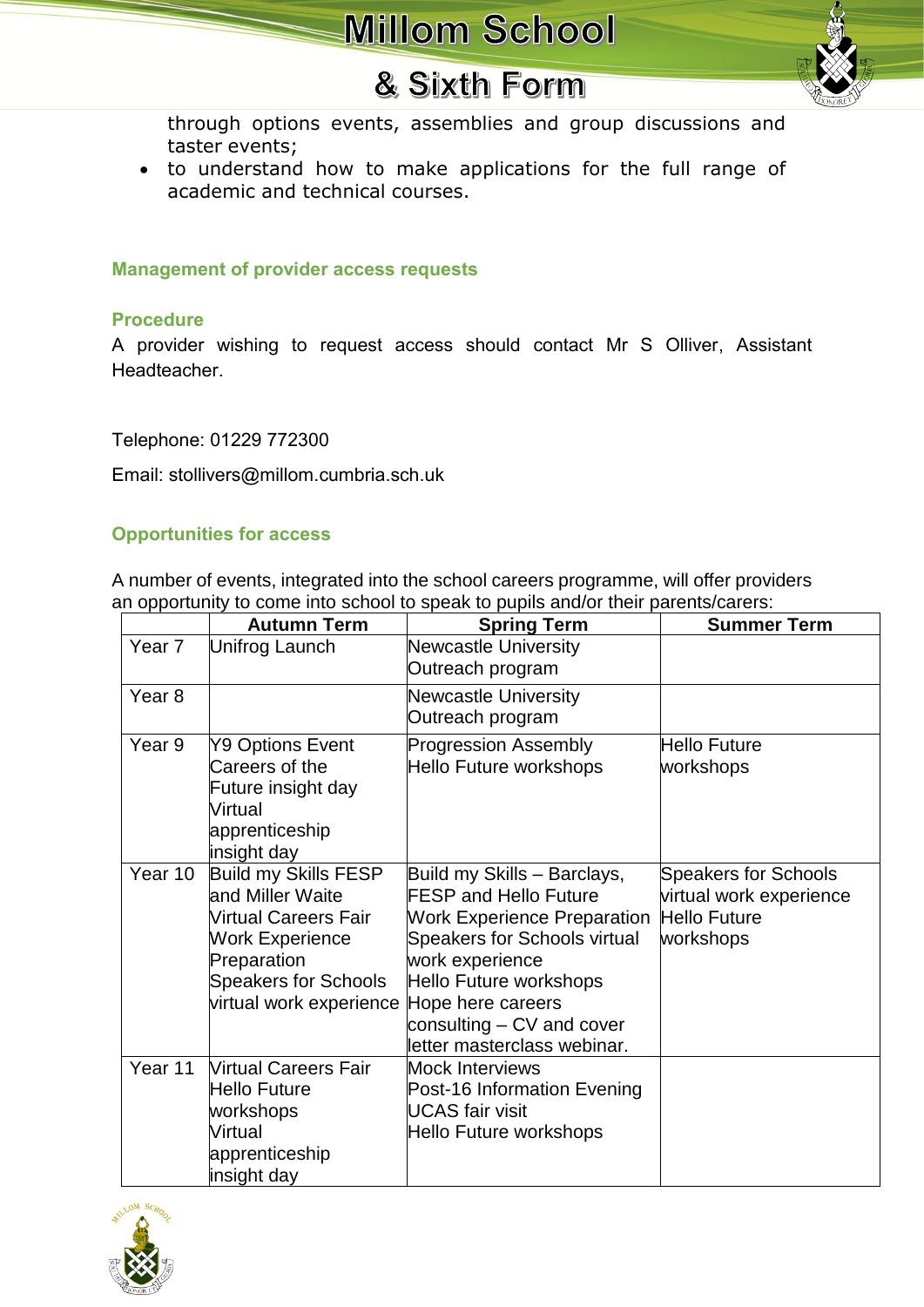through options events, assemblies and group discussions and taster events;

- to understand how to make applications for the full range of academic and technical courses.

## Management of provider access requests

### Procedure

A provider wishing to request access should contact Mr S Olliver, Assistant Headteacher.

Telephone: 01229 772300

Email: stollivers@millom.cumbria.sch.uk

### Opportunities for access

A number of events, integrated into the school careers programme, will offer providers an opportunity to come into school to speak to pupils and/or their parents/carers:

| | Autumn Term | Spring Term | Summer Term |
|---|---|---|---|
| Year 7 | Unifrog Launch | Newcastle University Outreach program | |
| Year 8 | | Newcastle University Outreach program | |
| Year 9 | Y9 Options Event<br>Careers of the Future insight day<br>Virtual apprenticeship insight day | Progression Assembly<br>Hello Future workshops | Hello Future workshops |
| Year 10 | Build my Skills FESP and Miller Waite<br>Virtual Careers Fair<br>Work Experience Preparation<br>Speakers for Schools virtual work experience | Build my Skills – Barclays, FESP and Hello Future<br>Work Experience Preparation<br>Speakers for Schools virtual work experience<br>Hello Future workshops<br>Hope here careers consulting – CV and cover letter masterclass webinar. | Speakers for Schools virtual work experience<br>Hello Future workshops |
| Year 11 | Virtual Careers Fair<br>Hello Future workshops<br>Virtual apprenticeship insight day | Mock Interviews<br>Post-16 Information Evening<br>UCAS fair visit<br>Hello Future workshops | |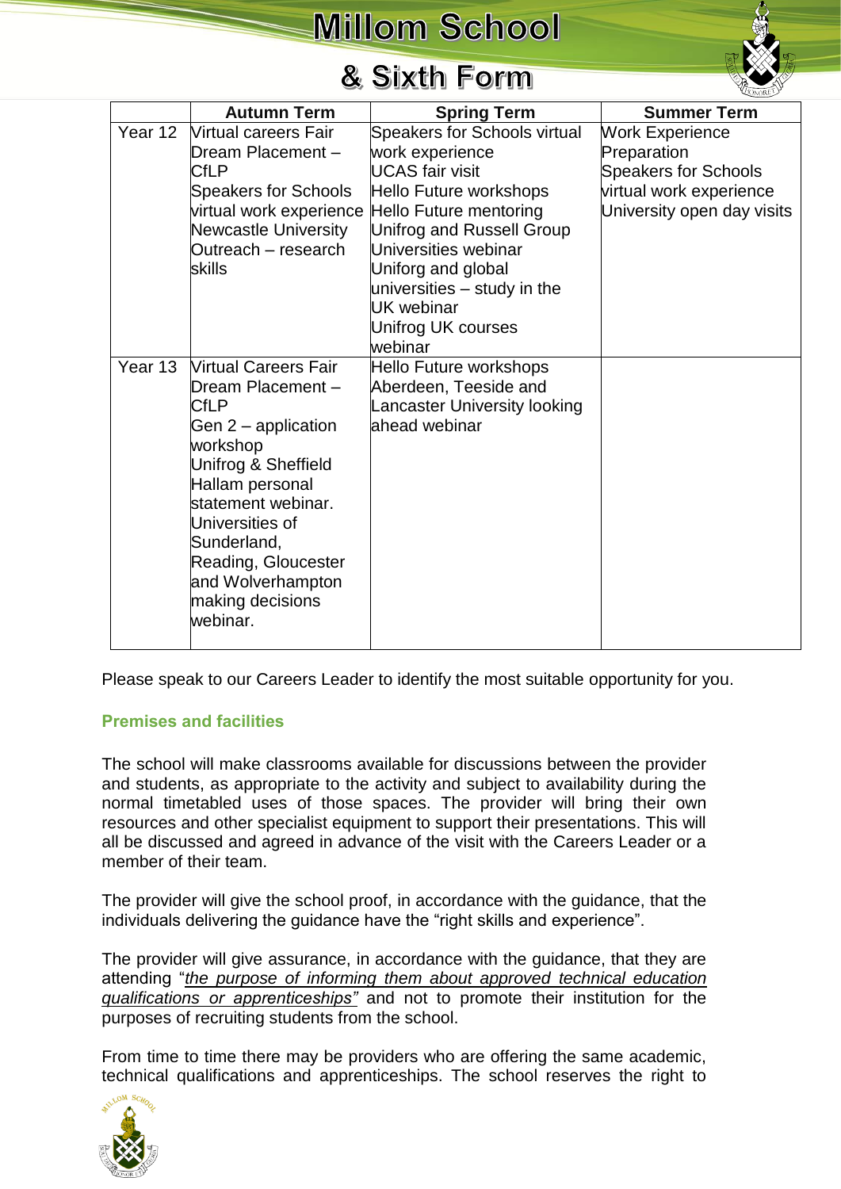| | Autumn Term | Spring Term | Summer Term |
|---|---|---|---|
| Year 12 | Virtual careers Fair<br>Dream Placement – CfLP<br>Speakers for Schools virtual work experience<br>Newcastle University Outreach – research skills | Speakers for Schools virtual work experience<br>UCAS fair visit<br>Hello Future workshops<br>Hello Future mentoring<br>Unifrog and Russell Group Universities webinar<br>Uniforg and global universities – study in the UK webinar<br>Unifrog UK courses webinar | Work Experience Preparation<br>Speakers for Schools virtual work experience<br>University open day visits |
| Year 13 | Virtual Careers Fair<br>Dream Placement – CfLP<br>Gen 2 – application workshop<br>Unifrog & Sheffield Hallam personal statement webinar.<br>Universities of Sunderland, Reading, Gloucester and Wolverhampton making decisions webinar. | Hello Future workshops<br>Aberdeen, Teeside and Lancaster University looking ahead webinar | |

Please speak to our Careers Leader to identify the most suitable opportunity for you.

### Premises and facilities

The school will make classrooms available for discussions between the provider and students, as appropriate to the activity and subject to availability during the normal timetabled uses of those spaces. The provider will bring their own resources and other specialist equipment to support their presentations. This will all be discussed and agreed in advance of the visit with the Careers Leader or a member of their team.

The provider will give the school proof, in accordance with the guidance, that the individuals delivering the guidance have the "right skills and experience".

The provider will give assurance, in accordance with the guidance, that they are attending "*the purpose of informing them about approved technical education qualifications or apprenticeships"* and not to promote their institution for the purposes of recruiting students from the school.

From time to time there may be providers who are offering the same academic, technical qualifications and apprenticeships. The school reserves the right to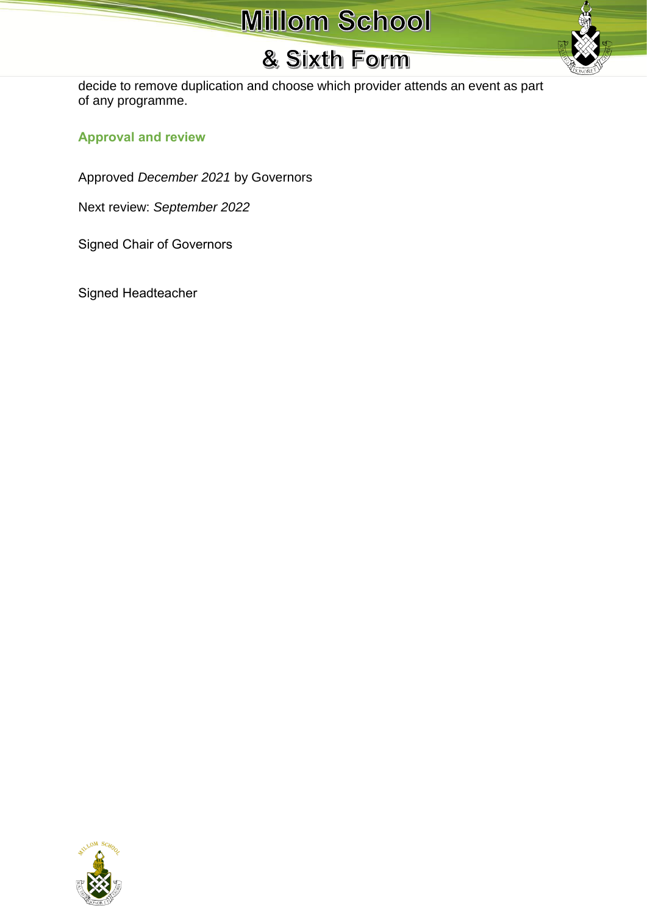decide to remove duplication and choose which provider attends an event as part of any programme.

## Approval and review

Approved *December 2021* by Governors

Next review: *September 2022*

Signed Chair of Governors

Signed Headteacher